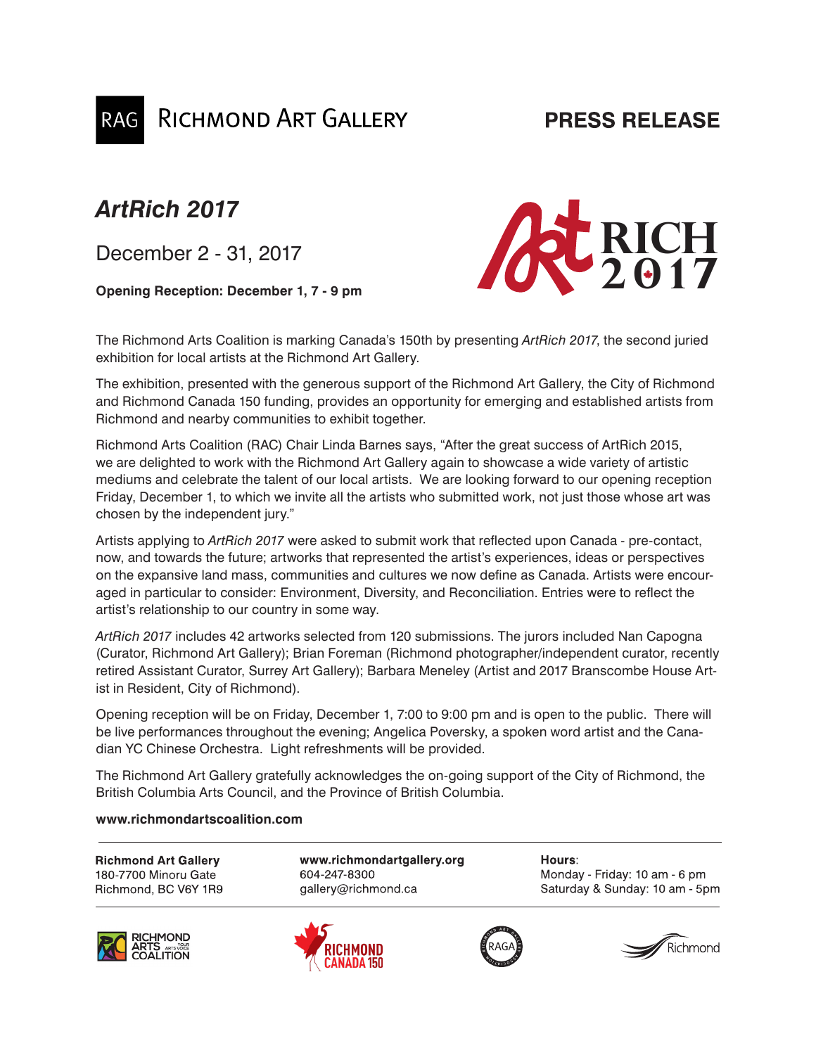RAG Richmond Art Gallery

**PRESS RELEASE**

# *ArtRich 2017*

December 2 - 31, 2017

**Opening Reception: December 1, 7 - 9 pm**

The Richmond Arts Coalition is marking Canada's 150th by presenting *ArtRich 2017*, the second juried exhibition for local artists at the Richmond Art Gallery.

The exhibition, presented with the generous support of the Richmond Art Gallery, the City of Richmond and Richmond Canada 150 funding, provides an opportunity for emerging and established artists from Richmond and nearby communities to exhibit together.

Richmond Arts Coalition (RAC) Chair Linda Barnes says, "After the great success of ArtRich 2015, we are delighted to work with the Richmond Art Gallery again to showcase a wide variety of artistic mediums and celebrate the talent of our local artists. We are looking forward to our opening reception Friday, December 1, to which we invite all the artists who submitted work, not just those whose art was chosen by the independent jury."

Artists applying to *ArtRich 2017* were asked to submit work that reflected upon Canada - pre-contact, now, and towards the future; artworks that represented the artist's experiences, ideas or perspectives on the expansive land mass, communities and cultures we now define as Canada. Artists were encouraged in particular to consider: Environment, Diversity, and Reconciliation. Entries were to reflect the artist's relationship to our country in some way.

*ArtRich 2017* includes 42 artworks selected from 120 submissions. The jurors included Nan Capogna (Curator, Richmond Art Gallery); Brian Foreman (Richmond photographer/independent curator, recently retired Assistant Curator, Surrey Art Gallery); Barbara Meneley (Artist and 2017 Branscombe House Artist in Resident, City of Richmond).

Opening reception will be on Friday, December 1, 7:00 to 9:00 pm and is open to the public. There will be live performances throughout the evening; Angelica Poversky, a spoken word artist and the Canadian YC Chinese Orchestra. Light refreshments will be provided.

The Richmond Art Gallery gratefully acknowledges the on-going support of the City of Richmond, the British Columbia Arts Council, and the Province of British Columbia.

**www.richmondartscoalition.com**

**Richmond Art Gallery**
180-7700 Minoru Gate
Richmond, BC V6Y 1R9

**www.richmondartgallery.org**
604-247-8300
gallery@richmond.ca

**Hours**:
Monday - Friday: 10 am - 6 pm
Saturday & Sunday: 10 am - 5pm

RICHMOND ARTS COALITION YOUR ARTS VOICE

RICHMOND CANADA 150

RAGA

Richmond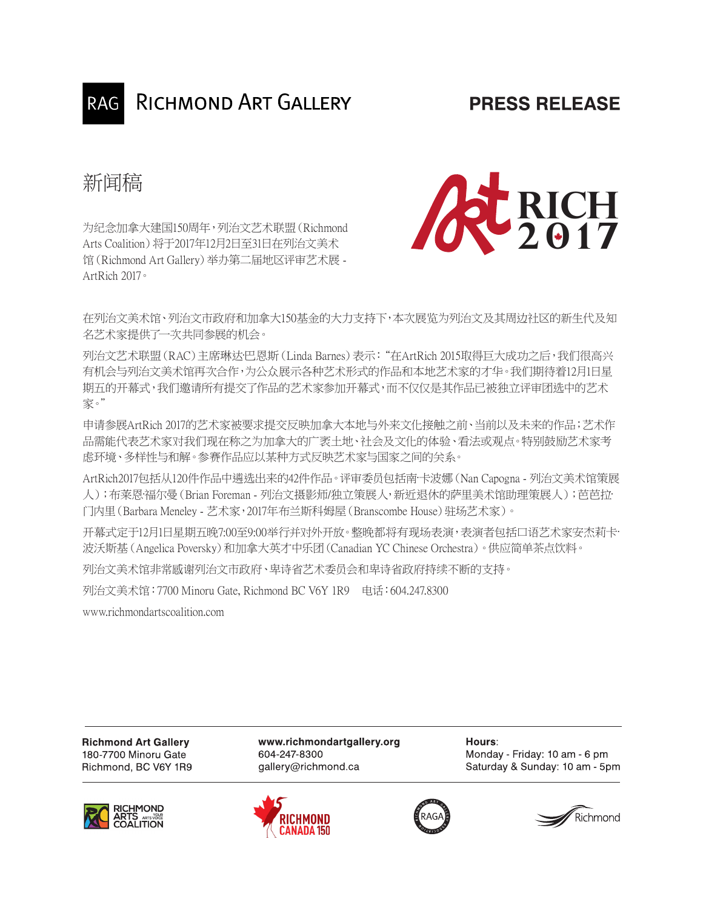RAG RICHMOND ART GALLERY

**PRESS RELEASE**

# 新闻稿

ArtRICH 2017

为纪念加拿大建国150周年，列治文艺术联盟（Richmond Arts Coalition）将于2017年12月2日至31日在列治文美术馆（Richmond Art Gallery）举办第二届地区评审艺术展 - ArtRich 2017。

在列治文美术馆、列治文市政府和加拿大150基金的大力支持下，本次展览为列治文及其周边社区的新生代及知名艺术家提供了一次共同参展的机会。

列治文艺术联盟（RAC）主席琳达·巴恩斯（Linda Barnes）表示："在ArtRich 2015取得巨大成功之后，我们很高兴有机会与列治文美术馆再次合作，为公众展示各种艺术形式的作品和本地艺术家的才华。我们期待着12月1日星期五的开幕式，我们邀请所有提交了作品的艺术家参加开幕式，而不仅仅是其作品已被独立评审团选中的艺术家。"

申请参展ArtRich 2017的艺术家被要求提交反映加拿大本地与外来文化接触之前、当前以及未来的作品；艺术作品需能代表艺术家对我们现在称之为加拿大的广袤土地、社会及文化的体验、看法或观点。特别鼓励艺术家考虑环境、多样性与和解。参赛作品应以某种方式反映艺术家与国家之间的关系。

ArtRich2017包括从120件作品中遴选出来的42件作品。评审委员包括南·卡波娜（Nan Capogna - 列治文美术馆策展人）；布莱恩·福尔曼（Brian Foreman - 列治文摄影师/独立策展人，新近退休的萨里美术馆助理策展人）；芭芭拉·门内里（Barbara Meneley - 艺术家，2017年布兰斯科姆屋（Branscombe House）驻场艺术家）。

开幕式定于12月1日星期五晚7:00至9:00举行并对外开放。整晚都将有现场表演，表演者包括口语艺术家安杰莉卡·波沃斯基（Angelica Poversky）和加拿大英才中乐团（Canadian YC Chinese Orchestra）。供应简单茶点饮料。

列治文美术馆非常感谢列治文市政府、卑诗省艺术委员会和卑诗省政府持续不断的支持。

列治文美术馆：7700 Minoru Gate, Richmond BC V6Y 1R9　电话：604.247.8300

www.richmondartscoalition.com

**Richmond Art Gallery**
180-7700 Minoru Gate
Richmond, BC V6Y 1R9

**www.richmondartgallery.org**
604-247-8300
gallery@richmond.ca

**Hours**:
Monday - Friday: 10 am - 6 pm
Saturday & Sunday: 10 am - 5pm

RICHMOND ARTS COALITION YOUR ARTS VOICE　RICHMOND CANADA 150　RAGA　Richmond